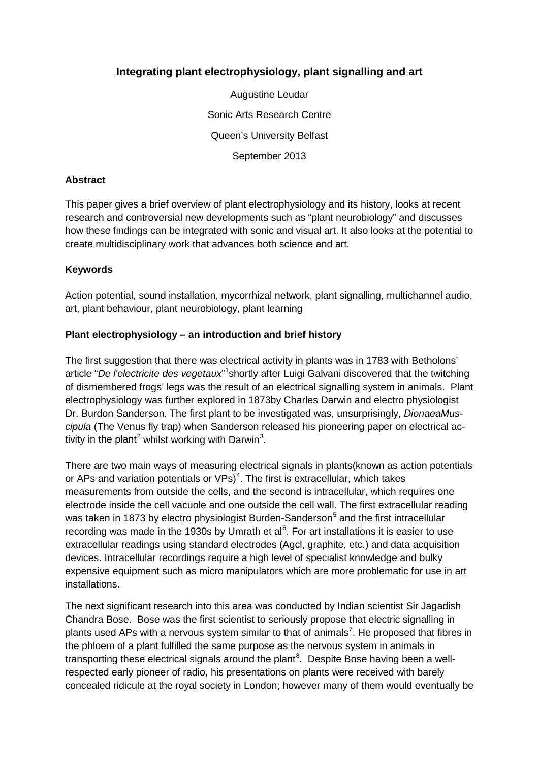# Integrating plant electrophysiology, plant signalling and art

Augustine Leudar

Sonic Arts Research Centre

Queen's University Belfast

September 2013

**Abstract**

This paper gives a brief overview of plant electrophysiology and its history, looks at recent research and controversial new developments such as "plant neurobiology" and discusses how these findings can be integrated with sonic and visual art. It also looks at the potential to create multidisciplinary work that advances both science and art.

**Keywords**

Action potential, sound installation, mycorrhizal network, plant signalling, multichannel audio, art, plant behaviour, plant neurobiology, plant learning

## Plant electrophysiology – an introduction and brief history

The first suggestion that there was electrical activity in plants was in 1783 with Betholons' article "*De l'electricite des vegetaux*"[1]shortly after Luigi Galvani discovered that the twitching of dismembered frogs' legs was the result of an electrical signalling system in animals. Plant electrophysiology was further explored in 1873by Charles Darwin and electro physiologist Dr. Burdon Sanderson. The first plant to be investigated was, unsurprisingly, *DionaeaMuscipula* (The Venus fly trap) when Sanderson released his pioneering paper on electrical activity in the plant[2] whilst working with Darwin[3].

There are two main ways of measuring electrical signals in plants(known as action potentials or APs and variation potentials or VPs)[4]. The first is extracellular, which takes measurements from outside the cells, and the second is intracellular, which requires one electrode inside the cell vacuole and one outside the cell wall. The first extracellular reading was taken in 1873 by electro physiologist Burden-Sanderson[5] and the first intracellular recording was made in the 1930s by Umrath et al[6]. For art installations it is easier to use extracellular readings using standard electrodes (Agcl, graphite, etc.) and data acquisition devices. Intracellular recordings require a high level of specialist knowledge and bulky expensive equipment such as micro manipulators which are more problematic for use in art installations.

The next significant research into this area was conducted by Indian scientist Sir Jagadish Chandra Bose. Bose was the first scientist to seriously propose that electric signalling in plants used APs with a nervous system similar to that of animals[7]. He proposed that fibres in the phloem of a plant fulfilled the same purpose as the nervous system in animals in transporting these electrical signals around the plant[8]. Despite Bose having been a well-respected early pioneer of radio, his presentations on plants were received with barely concealed ridicule at the royal society in London; however many of them would eventually be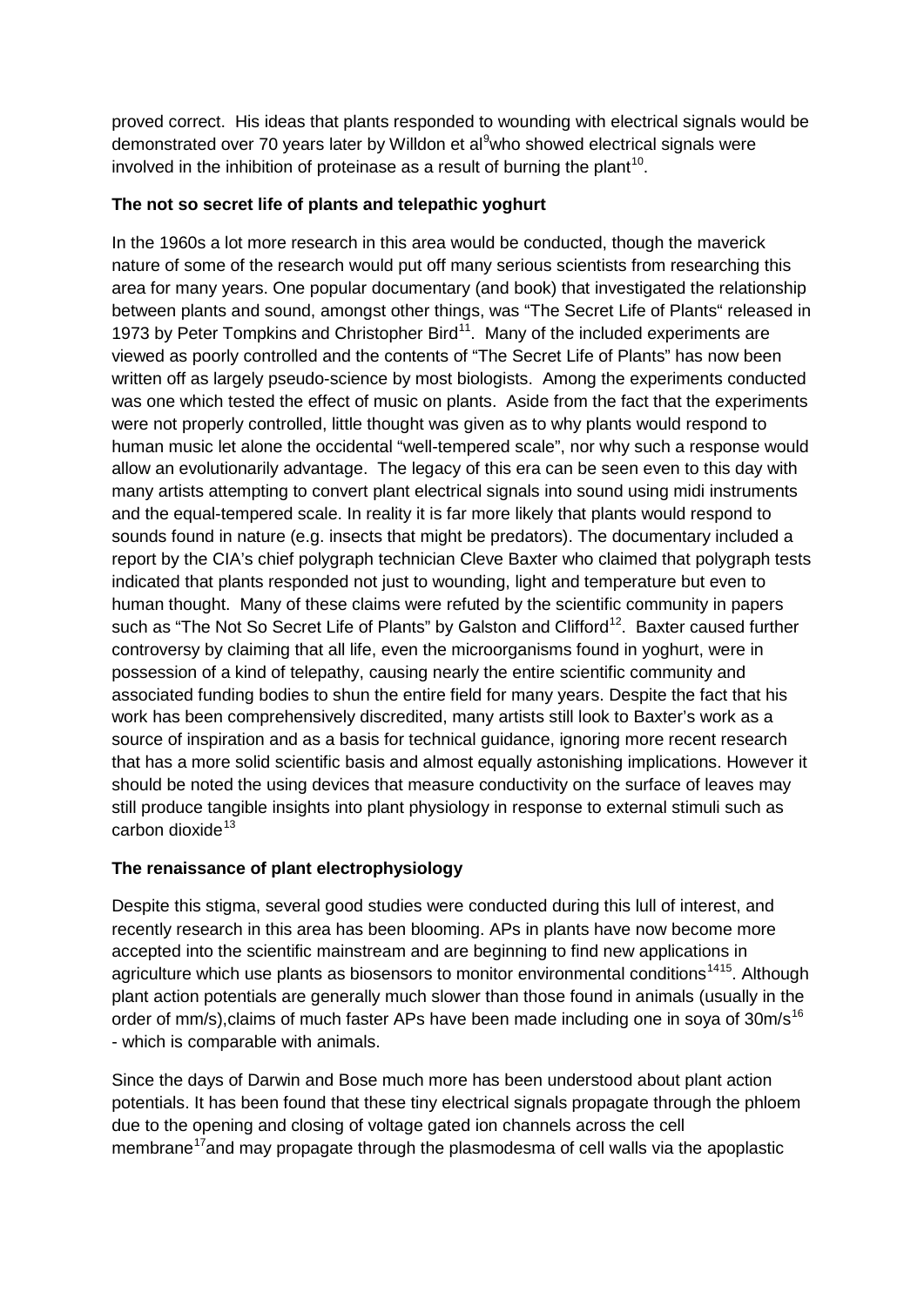proved correct. His ideas that plants responded to wounding with electrical signals would be demonstrated over 70 years later by Willdon et al[9]who showed electrical signals were involved in the inhibition of proteinase as a result of burning the plant[10].

**The not so secret life of plants and telepathic yoghurt**

In the 1960s a lot more research in this area would be conducted, though the maverick nature of some of the research would put off many serious scientists from researching this area for many years. One popular documentary (and book) that investigated the relationship between plants and sound, amongst other things, was "The Secret Life of Plants" released in 1973 by Peter Tompkins and Christopher Bird[11]. Many of the included experiments are viewed as poorly controlled and the contents of "The Secret Life of Plants" has now been written off as largely pseudo-science by most biologists. Among the experiments conducted was one which tested the effect of music on plants. Aside from the fact that the experiments were not properly controlled, little thought was given as to why plants would respond to human music let alone the occidental "well-tempered scale", nor why such a response would allow an evolutionarily advantage. The legacy of this era can be seen even to this day with many artists attempting to convert plant electrical signals into sound using midi instruments and the equal-tempered scale. In reality it is far more likely that plants would respond to sounds found in nature (e.g. insects that might be predators). The documentary included a report by the CIA's chief polygraph technician Cleve Baxter who claimed that polygraph tests indicated that plants responded not just to wounding, light and temperature but even to human thought. Many of these claims were refuted by the scientific community in papers such as "The Not So Secret Life of Plants" by Galston and Clifford[12]. Baxter caused further controversy by claiming that all life, even the microorganisms found in yoghurt, were in possession of a kind of telepathy, causing nearly the entire scientific community and associated funding bodies to shun the entire field for many years. Despite the fact that his work has been comprehensively discredited, many artists still look to Baxter's work as a source of inspiration and as a basis for technical guidance, ignoring more recent research that has a more solid scientific basis and almost equally astonishing implications. However it should be noted the using devices that measure conductivity on the surface of leaves may still produce tangible insights into plant physiology in response to external stimuli such as carbon dioxide[13]

**The renaissance of plant electrophysiology**

Despite this stigma, several good studies were conducted during this lull of interest, and recently research in this area has been blooming. APs in plants have now become more accepted into the scientific mainstream and are beginning to find new applications in agriculture which use plants as biosensors to monitor environmental conditions[14,15]. Although plant action potentials are generally much slower than those found in animals (usually in the order of mm/s),claims of much faster APs have been made including one in soya of 30m/s[16] - which is comparable with animals.

Since the days of Darwin and Bose much more has been understood about plant action potentials. It has been found that these tiny electrical signals propagate through the phloem due to the opening and closing of voltage gated ion channels across the cell membrane[17]and may propagate through the plasmodesma of cell walls via the apoplastic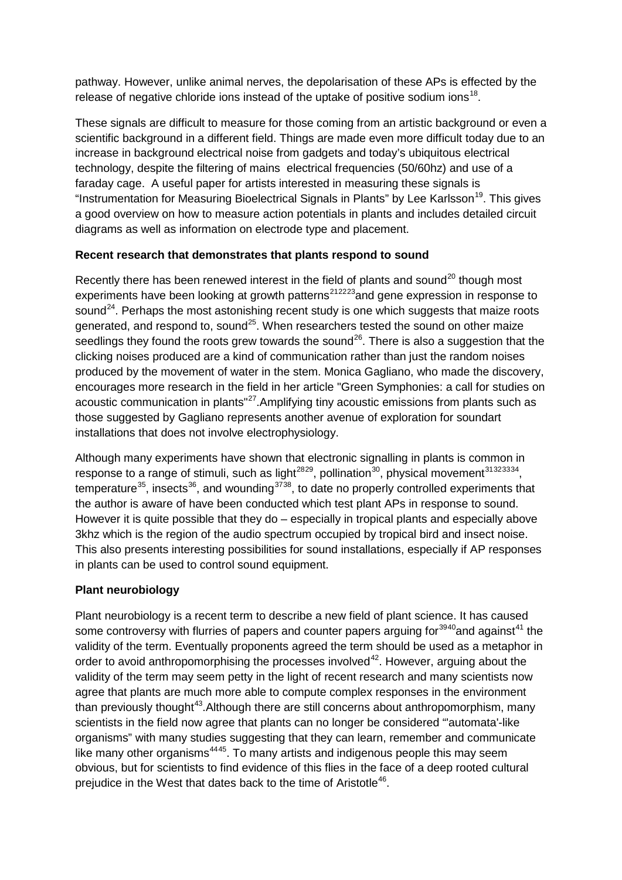pathway. However, unlike animal nerves, the depolarisation of these APs is effected by the release of negative chloride ions instead of the uptake of positive sodium ions[18].

These signals are difficult to measure for those coming from an artistic background or even a scientific background in a different field. Things are made even more difficult today due to an increase in background electrical noise from gadgets and today's ubiquitous electrical technology, despite the filtering of mains electrical frequencies (50/60hz) and use of a faraday cage. A useful paper for artists interested in measuring these signals is "Instrumentation for Measuring Bioelectrical Signals in Plants" by Lee Karlsson[19]. This gives a good overview on how to measure action potentials in plants and includes detailed circuit diagrams as well as information on electrode type and placement.

**Recent research that demonstrates that plants respond to sound**

Recently there has been renewed interest in the field of plants and sound[20] though most experiments have been looking at growth patterns[21,22,23] and gene expression in response to sound[24]. Perhaps the most astonishing recent study is one which suggests that maize roots generated, and respond to, sound[25]. When researchers tested the sound on other maize seedlings they found the roots grew towards the sound[26]. There is also a suggestion that the clicking noises produced are a kind of communication rather than just the random noises produced by the movement of water in the stem. Monica Gagliano, who made the discovery, encourages more research in the field in her article "Green Symphonies: a call for studies on acoustic communication in plants"[27].Amplifying tiny acoustic emissions from plants such as those suggested by Gagliano represents another avenue of exploration for soundart installations that does not involve electrophysiology.

Although many experiments have shown that electronic signalling in plants is common in response to a range of stimuli, such as light[28,29], pollination[30], physical movement[31,32,33,34], temperature[35], insects[36], and wounding[37,38], to date no properly controlled experiments that the author is aware of have been conducted which test plant APs in response to sound. However it is quite possible that they do – especially in tropical plants and especially above 3khz which is the region of the audio spectrum occupied by tropical bird and insect noise. This also presents interesting possibilities for sound installations, especially if AP responses in plants can be used to control sound equipment.

**Plant neurobiology**

Plant neurobiology is a recent term to describe a new field of plant science. It has caused some controversy with flurries of papers and counter papers arguing for[39,40] and against[41] the validity of the term. Eventually proponents agreed the term should be used as a metaphor in order to avoid anthropomorphising the processes involved[42]. However, arguing about the validity of the term may seem petty in the light of recent research and many scientists now agree that plants are much more able to compute complex responses in the environment than previously thought[43].Although there are still concerns about anthropomorphism, many scientists in the field now agree that plants can no longer be considered "'automata'-like organisms" with many studies suggesting that they can learn, remember and communicate like many other organisms[44,45]. To many artists and indigenous people this may seem obvious, but for scientists to find evidence of this flies in the face of a deep rooted cultural prejudice in the West that dates back to the time of Aristotle[46].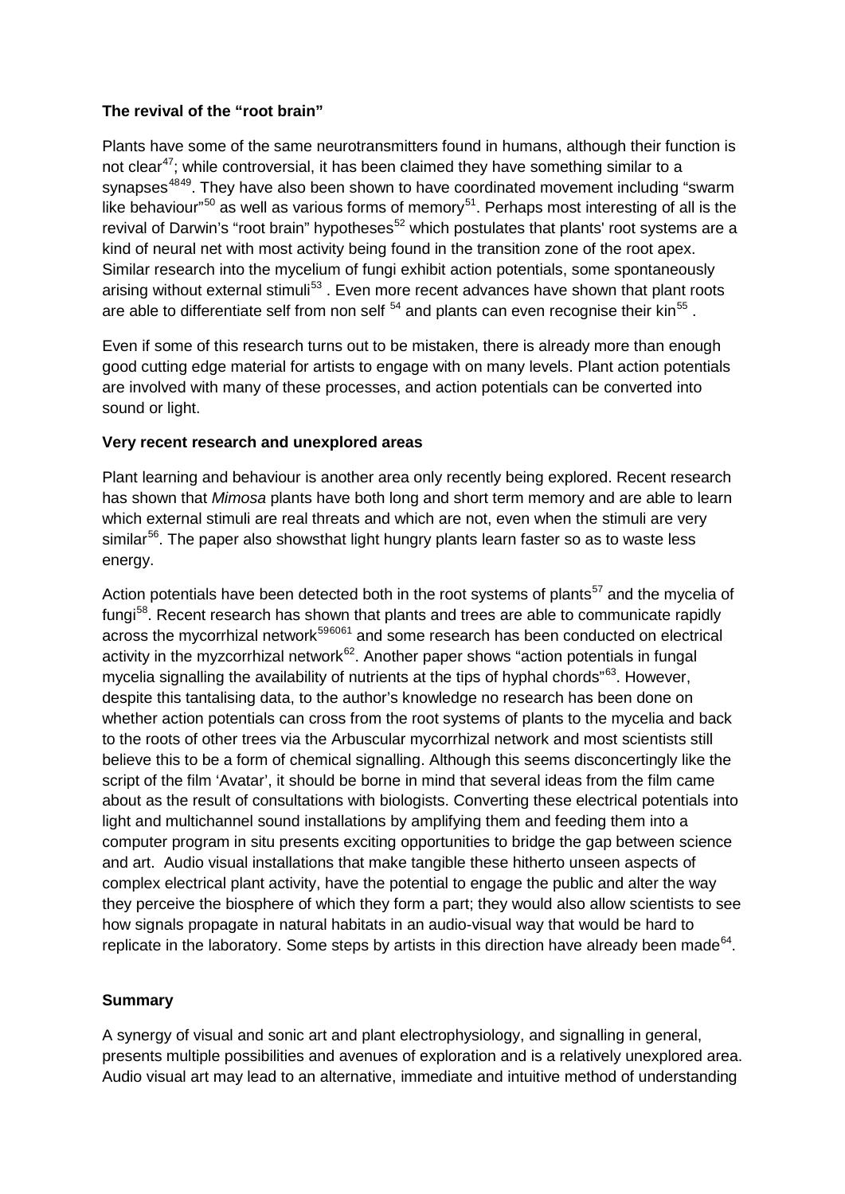**The revival of the "root brain"**

Plants have some of the same neurotransmitters found in humans, although their function is not clear[47]; while controversial, it has been claimed they have something similar to a synapses[48,49]. They have also been shown to have coordinated movement including "swarm like behaviour"[50] as well as various forms of memory[51]. Perhaps most interesting of all is the revival of Darwin's "root brain" hypotheses[52] which postulates that plants' root systems are a kind of neural net with most activity being found in the transition zone of the root apex. Similar research into the mycelium of fungi exhibit action potentials, some spontaneously arising without external stimuli[53] . Even more recent advances have shown that plant roots are able to differentiate self from non self [54] and plants can even recognise their kin[55] .

Even if some of this research turns out to be mistaken, there is already more than enough good cutting edge material for artists to engage with on many levels. Plant action potentials are involved with many of these processes, and action potentials can be converted into sound or light.

**Very recent research and unexplored areas**

Plant learning and behaviour is another area only recently being explored. Recent research has shown that *Mimosa* plants have both long and short term memory and are able to learn which external stimuli are real threats and which are not, even when the stimuli are very similar[56]. The paper also showsthat light hungry plants learn faster so as to waste less energy.

Action potentials have been detected both in the root systems of plants[57] and the mycelia of fungi[58]. Recent research has shown that plants and trees are able to communicate rapidly across the mycorrhizal network[59,60,61] and some research has been conducted on electrical activity in the myzcorrhizal network[62]. Another paper shows "action potentials in fungal mycelia signalling the availability of nutrients at the tips of hyphal chords"[63]. However, despite this tantalising data, to the author's knowledge no research has been done on whether action potentials can cross from the root systems of plants to the mycelia and back to the roots of other trees via the Arbuscular mycorrhizal network and most scientists still believe this to be a form of chemical signalling. Although this seems disconcertingly like the script of the film 'Avatar', it should be borne in mind that several ideas from the film came about as the result of consultations with biologists. Converting these electrical potentials into light and multichannel sound installations by amplifying them and feeding them into a computer program in situ presents exciting opportunities to bridge the gap between science and art. Audio visual installations that make tangible these hitherto unseen aspects of complex electrical plant activity, have the potential to engage the public and alter the way they perceive the biosphere of which they form a part; they would also allow scientists to see how signals propagate in natural habitats in an audio-visual way that would be hard to replicate in the laboratory. Some steps by artists in this direction have already been made[64].

**Summary**

A synergy of visual and sonic art and plant electrophysiology, and signalling in general, presents multiple possibilities and avenues of exploration and is a relatively unexplored area. Audio visual art may lead to an alternative, immediate and intuitive method of understanding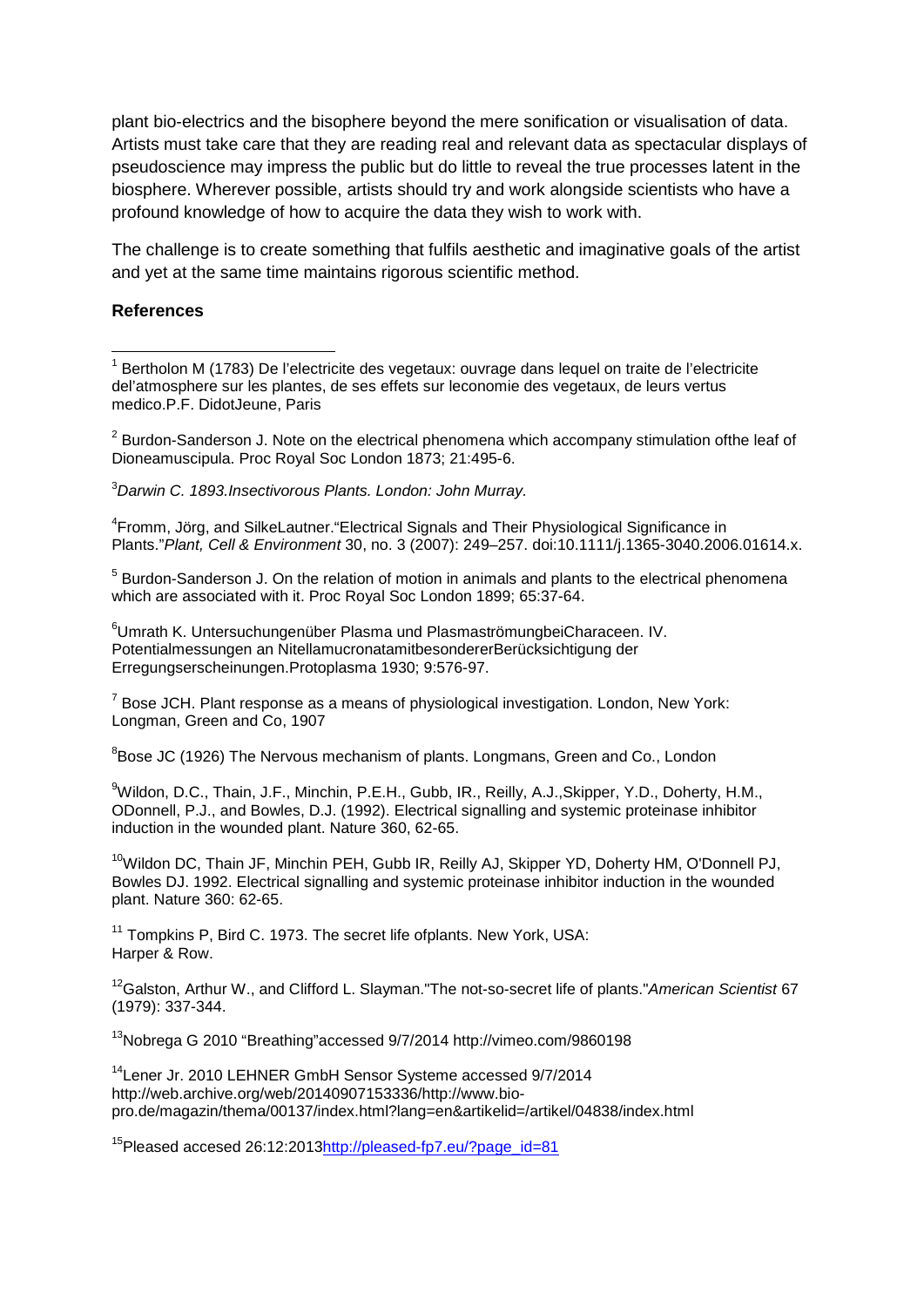plant bio-electrics and the bisphere beyond the mere sonification or visualisation of data. Artists must take care that they are reading real and relevant data as spectacular displays of pseudoscience may impress the public but do little to reveal the true processes latent in the biosphere. Wherever possible, artists should try and work alongside scientists who have a profound knowledge of how to acquire the data they wish to work with.

The challenge is to create something that fulfils aesthetic and imaginative goals of the artist and yet at the same time maintains rigorous scientific method.

**References**

[1] Bertholon M (1783) De l'electricite des vegetaux: ouvrage dans lequel on traite de l'electricite del'atmosphere sur les plantes, de ses effets sur leconomie des vegetaux, de leurs vertus medico.P.F. DidotJeune, Paris

[2] Burdon-Sanderson J. Note on the electrical phenomena which accompany stimulation ofthe leaf of Dioneamuscipula. Proc Royal Soc London 1873; 21:495-6.

[3] *Darwin C. 1893.Insectivorous Plants. London: John Murray.*

[4] Fromm, Jörg, and SilkeLautner."Electrical Signals and Their Physiological Significance in Plants."*Plant, Cell & Environment* 30, no. 3 (2007): 249–257. doi:10.1111/j.1365-3040.2006.01614.x.

[5] Burdon-Sanderson J. On the relation of motion in animals and plants to the electrical phenomena which are associated with it. Proc Royal Soc London 1899; 65:37-64.

[6] Umrath K. Untersuchungenüber Plasma und PlasmaströmungbeiCharaceen. IV. Potentialmessungen an NitellamucronatamitbesondererBerücksichtigung der Erregungserscheinungen.Protoplasma 1930; 9:576-97.

[7] Bose JCH. Plant response as a means of physiological investigation. London, New York: Longman, Green and Co, 1907

[8] Bose JC (1926) The Nervous mechanism of plants. Longmans, Green and Co., London

[9] Wildon, D.C., Thain, J.F., Minchin, P.E.H., Gubb, IR., Reilly, A.J.,Skipper, Y.D., Doherty, H.M., ODonnell, P.J., and Bowles, D.J. (1992). Electrical signalling and systemic proteinase inhibitor induction in the wounded plant. Nature 360, 62-65.

[10] Wildon DC, Thain JF, Minchin PEH, Gubb IR, Reilly AJ, Skipper YD, Doherty HM, O'Donnell PJ, Bowles DJ. 1992. Electrical signalling and systemic proteinase inhibitor induction in the wounded plant. Nature 360: 62-65.

[11] Tompkins P, Bird C. 1973. The secret life ofplants. New York, USA: Harper & Row.

[12] Galston, Arthur W., and Clifford L. Slayman."The not-so-secret life of plants."*American Scientist* 67 (1979): 337-344.

[13] Nobrega G 2010 "Breathing"accessed 9/7/2014 http://vimeo.com/9860198

[14] Lener Jr. 2010 LEHNER GmbH Sensor Systeme accessed 9/7/2014 http://web.archive.org/web/20140907153336/http://www.bio-pro.de/magazin/thema/00137/index.html?lang=en&artikelid=/artikel/04838/index.html

[15] Pleased accesed 26:12:2013[http://pleased-fp7.eu/?page_id=81](http://pleased-fp7.eu/?page_id=81)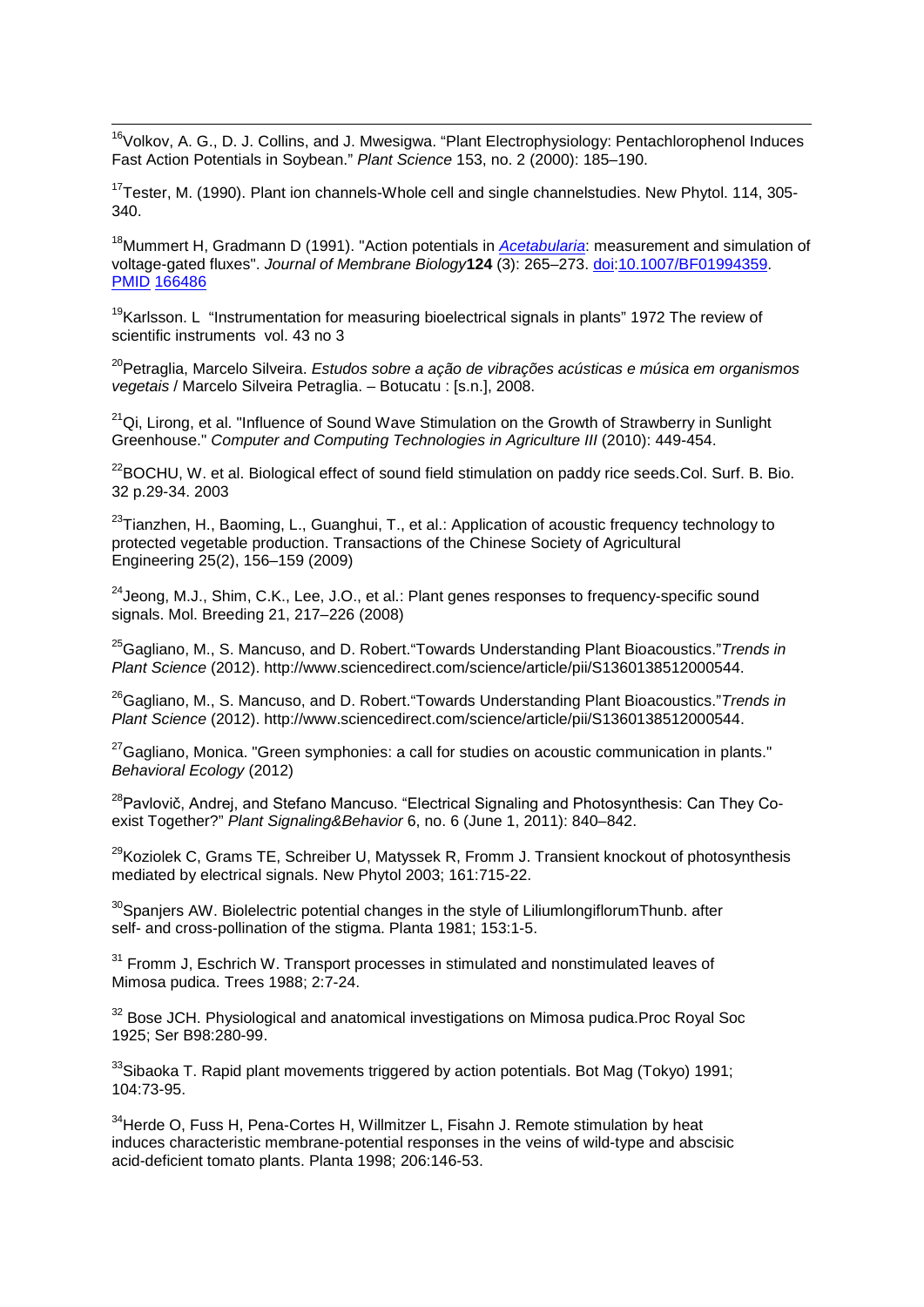[16]Volkov, A. G., D. J. Collins, and J. Mwesigwa. “Plant Electrophysiology: Pentachlorophenol Induces Fast Action Potentials in Soybean.” *Plant Science* 153, no. 2 (2000): 185–190.

[17]Tester, M. (1990). Plant ion channels-Whole cell and single channelstudies. New Phytol. 114, 305-340.

[18]Mummert H, Gradmann D (1991). "Action potentials in *Acetabularia*: measurement and simulation of voltage-gated fluxes". *Journal of Membrane Biology* **124** (3): 265–273. doi:10.1007/BF01994359. PMID 166486

[19]Karlsson. L "Instrumentation for measuring bioelectrical signals in plants" 1972 The review of scientific instruments vol. 43 no 3

[20]Petraglia, Marcelo Silveira. *Estudos sobre a ação de vibrações acústicas e música em organismos vegetais* / Marcelo Silveira Petraglia. – Botucatu : [s.n.], 2008.

[21]Qi, Lirong, et al. "Influence of Sound Wave Stimulation on the Growth of Strawberry in Sunlight Greenhouse." *Computer and Computing Technologies in Agriculture III* (2010): 449-454.

[22]BOCHU, W. et al. Biological effect of sound field stimulation on paddy rice seeds.Col. Surf. B. Bio. 32 p.29-34. 2003

[23]Tianzhen, H., Baoming, L., Guanghui, T., et al.: Application of acoustic frequency technology to protected vegetable production. Transactions of the Chinese Society of Agricultural Engineering 25(2), 156–159 (2009)

[24]Jeong, M.J., Shim, C.K., Lee, J.O., et al.: Plant genes responses to frequency-specific sound signals. Mol. Breeding 21, 217–226 (2008)

[25]Gagliano, M., S. Mancuso, and D. Robert.“Towards Understanding Plant Bioacoustics.”*Trends in Plant Science* (2012). http://www.sciencedirect.com/science/article/pii/S1360138512000544.

[26]Gagliano, M., S. Mancuso, and D. Robert.“Towards Understanding Plant Bioacoustics.”*Trends in Plant Science* (2012). http://www.sciencedirect.com/science/article/pii/S1360138512000544.

[27]Gagliano, Monica. "Green symphonies: a call for studies on acoustic communication in plants." *Behavioral Ecology* (2012)

[28]Pavlovič, Andrej, and Stefano Mancuso. “Electrical Signaling and Photosynthesis: Can They Co-exist Together?” *Plant Signaling&Behavior* 6, no. 6 (June 1, 2011): 840–842.

[29]Koziolek C, Grams TE, Schreiber U, Matyssek R, Fromm J. Transient knockout of photosynthesis mediated by electrical signals. New Phytol 2003; 161:715-22.

[30]Spanjers AW. Biolelectric potential changes in the style of LiliumlongiflorumThunb. after self- and cross-pollination of the stigma. Planta 1981; 153:1-5.

[31] Fromm J, Eschrich W. Transport processes in stimulated and nonstimulated leaves of Mimosa pudica. Trees 1988; 2:7-24.

[32] Bose JCH. Physiological and anatomical investigations on Mimosa pudica.Proc Royal Soc 1925; Ser B98:280-99.

[33]Sibaoka T. Rapid plant movements triggered by action potentials. Bot Mag (Tokyo) 1991; 104:73-95.

[34]Herde O, Fuss H, Pena-Cortes H, Willmitzer L, Fisahn J. Remote stimulation by heat induces characteristic membrane-potential responses in the veins of wild-type and abscisic acid-deficient tomato plants. Planta 1998; 206:146-53.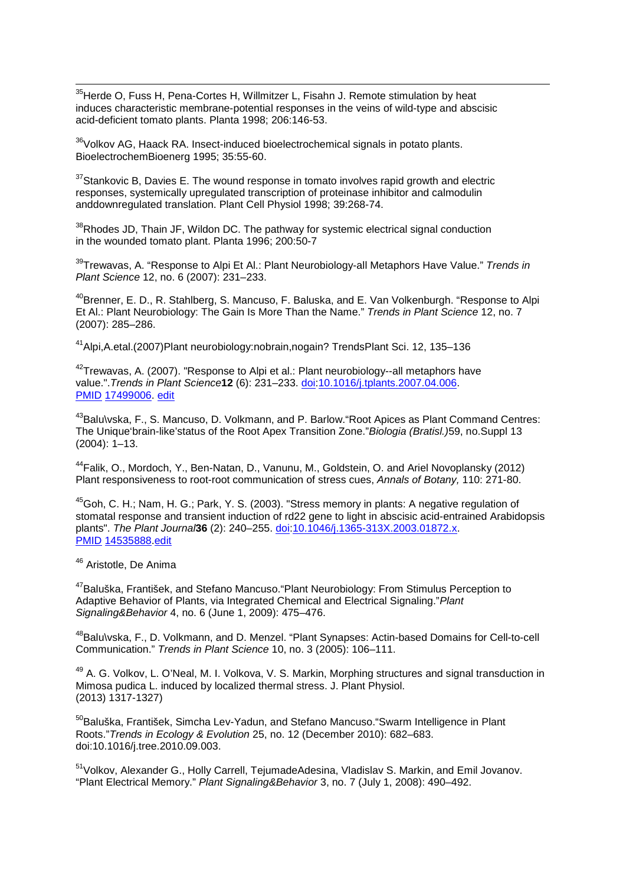[35]Herde O, Fuss H, Pena-Cortes H, Willmitzer L, Fisahn J. Remote stimulation by heat induces characteristic membrane-potential responses in the veins of wild-type and abscisic acid-deficient tomato plants. Planta 1998; 206:146-53.

[36]Volkov AG, Haack RA. Insect-induced bioelectrochemical signals in potato plants. BioelectrochemBioenerg 1995; 35:55-60.

[37]Stankovic B, Davies E. The wound response in tomato involves rapid growth and electric responses, systemically upregulated transcription of proteinase inhibitor and calmodulin anddownregulated translation. Plant Cell Physiol 1998; 39:268-74.

[38]Rhodes JD, Thain JF, Wildon DC. The pathway for systemic electrical signal conduction in the wounded tomato plant. Planta 1996; 200:50-7

[39]Trewavas, A. "Response to Alpi Et Al.: Plant Neurobiology-all Metaphors Have Value." *Trends in Plant Science* 12, no. 6 (2007): 231–233.

[40]Brenner, E. D., R. Stahlberg, S. Mancuso, F. Baluska, and E. Van Volkenburgh. "Response to Alpi Et Al.: Plant Neurobiology: The Gain Is More Than the Name." *Trends in Plant Science* 12, no. 7 (2007): 285–286.

[41]Alpi,A.etal.(2007)Plant neurobiology:nobrain,nogain? TrendsPlant Sci. 12, 135–136

[42]Trewavas, A. (2007). "Response to Alpi et al.: Plant neurobiology--all metaphors have value.".*Trends in Plant Science***12** (6): 231–233. doi:10.1016/j.tplants.2007.04.006. PMID 17499006. edit

[43]Balu\vska, F., S. Mancuso, D. Volkmann, and P. Barlow."Root Apices as Plant Command Centres: The Unique'brain-like'status of the Root Apex Transition Zone."*Biologia (Bratisl.)*59, no.Suppl 13 (2004): 1–13.

[44]Falik, O., Mordoch, Y., Ben-Natan, D., Vanunu, M., Goldstein, O. and Ariel Novoplansky (2012) Plant responsiveness to root-root communication of stress cues, *Annals of Botany,* 110: 271-80.

[45]Goh, C. H.; Nam, H. G.; Park, Y. S. (2003). "Stress memory in plants: A negative regulation of stomatal response and transient induction of rd22 gene to light in abscisic acid-entrained Arabidopsis plants". *The Plant Journal***36** (2): 240–255. doi:10.1046/j.1365-313X.2003.01872.x. PMID 14535888.edit

[46] Aristotle, De Anima

[47]Baluška, František, and Stefano Mancuso."Plant Neurobiology: From Stimulus Perception to Adaptive Behavior of Plants, via Integrated Chemical and Electrical Signaling."*Plant Signaling&Behavior* 4, no. 6 (June 1, 2009): 475–476.

[48]Balu\vska, F., D. Volkmann, and D. Menzel. "Plant Synapses: Actin-based Domains for Cell-to-cell Communication." *Trends in Plant Science* 10, no. 3 (2005): 106–111.

[49] A. G. Volkov, L. O'Neal, M. I. Volkova, V. S. Markin, Morphing structures and signal transduction in Mimosa pudica L. induced by localized thermal stress. J. Plant Physiol. (2013) 1317-1327)

[50]Baluška, František, Simcha Lev-Yadun, and Stefano Mancuso."Swarm Intelligence in Plant Roots."*Trends in Ecology & Evolution* 25, no. 12 (December 2010): 682–683. doi:10.1016/j.tree.2010.09.003.

[51]Volkov, Alexander G., Holly Carrell, TejumadeAdesina, Vladislav S. Markin, and Emil Jovanov. "Plant Electrical Memory." *Plant Signaling&Behavior* 3, no. 7 (July 1, 2008): 490–492.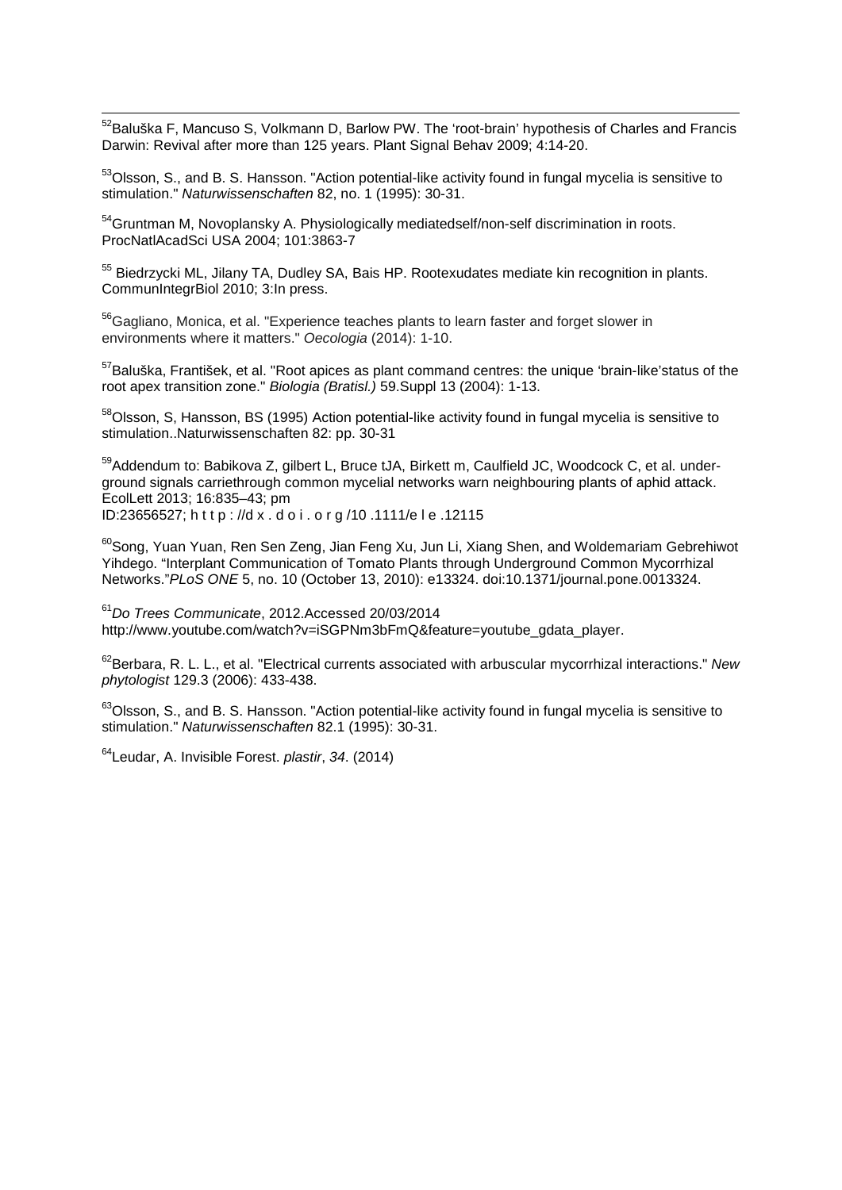[52]Baluška F, Mancuso S, Volkmann D, Barlow PW. The 'root-brain' hypothesis of Charles and Francis Darwin: Revival after more than 125 years. Plant Signal Behav 2009; 4:14-20.

[53]Olsson, S., and B. S. Hansson. "Action potential-like activity found in fungal mycelia is sensitive to stimulation." *Naturwissenschaften* 82, no. 1 (1995): 30-31.

[54]Gruntman M, Novoplansky A. Physiologically mediatedself/non-self discrimination in roots. ProcNatlAcadSci USA 2004; 101:3863-7

[55] Biedrzycki ML, Jilany TA, Dudley SA, Bais HP. Rootexudates mediate kin recognition in plants. CommunIntegrBiol 2010; 3:In press.

[56]Gagliano, Monica, et al. "Experience teaches plants to learn faster and forget slower in environments where it matters." *Oecologia* (2014): 1-10.

[57]Baluška, František, et al. "Root apices as plant command centres: the unique 'brain-like'status of the root apex transition zone." *Biologia (Bratisl.)* 59.Suppl 13 (2004): 1-13.

[58]Olsson, S, Hansson, BS (1995) Action potential-like activity found in fungal mycelia is sensitive to stimulation..Naturwissenschaften 82: pp. 30-31

[59]Addendum to: Babikova Z, gilbert L, Bruce tJA, Birkett m, Caulfield JC, Woodcock C, et al. underground signals carriethrough common mycelial networks warn neighbouring plants of aphid attack. EcolLett 2013; 16:835–43; pm ID:23656527; h t t p : //d x . d o i . o r g /10 .1111/e l e .12115

[60]Song, Yuan Yuan, Ren Sen Zeng, Jian Feng Xu, Jun Li, Xiang Shen, and Woldemariam Gebrehiwot Yihdego. "Interplant Communication of Tomato Plants through Underground Common Mycorrhizal Networks."*PLoS ONE* 5, no. 10 (October 13, 2010): e13324. doi:10.1371/journal.pone.0013324.

[61]*Do Trees Communicate*, 2012.Accessed 20/03/2014 http://www.youtube.com/watch?v=iSGPNm3bFmQ&feature=youtube_gdata_player.

[62]Berbara, R. L. L., et al. "Electrical currents associated with arbuscular mycorrhizal interactions." *New phytologist* 129.3 (2006): 433-438.

[63]Olsson, S., and B. S. Hansson. "Action potential-like activity found in fungal mycelia is sensitive to stimulation." *Naturwissenschaften* 82.1 (1995): 30-31.

[64]Leudar, A. Invisible Forest. *plastir*, *34*. (2014)